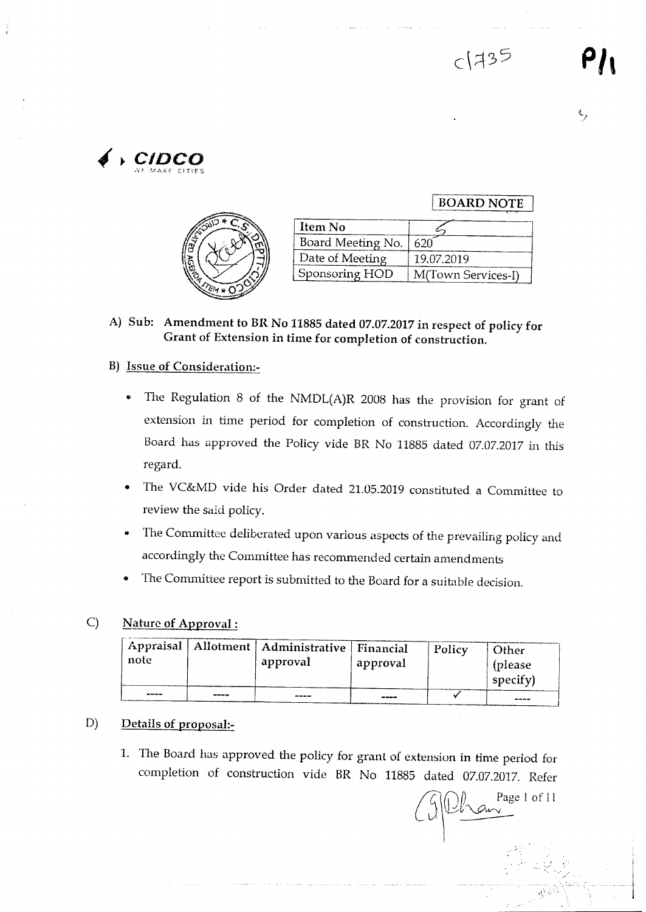c1735 P/1

CIDCO

**BOARD NOTE**

| Item No | 5 |
|---|---|
| Board Meeting No. | 620 |
| Date of Meeting | 19.07.2019 |
| Sponsoring HOD | M(Town Services-I) |

**A) Sub: Amendment to BR No 11885 dated 07.07.2017 in respect of policy for Grant of Extension in time for completion of construction.**

**B) Issue of Consideration:-**

- The Regulation 8 of the NMDL(A)R 2008 has the provision for grant of extension in time period for completion of construction. Accordingly the Board has approved the Policy vide BR No 11885 dated 07.07.2017 in this regard.
- The VC&MD vide his Order dated 21.05.2019 constituted a Committee to review the said policy.
- The Committee deliberated upon various aspects of the prevailing policy and accordingly the Committee has recommended certain amendments
- The Committee report is submitted to the Board for a suitable decision.

**C) Nature of Approval :**

| Appraisal note | Allotment | Administrative approval | Financial approval | Policy | Other (please specify) |
|---|---|---|---|---|---|
| ---- | ---- | ---- | ---- | ✓ | ---- |

**D) Details of proposal:-**

1. The Board has approved the policy for grant of extension in time period for completion of construction vide BR No 11885 dated 07.07.2017. Refer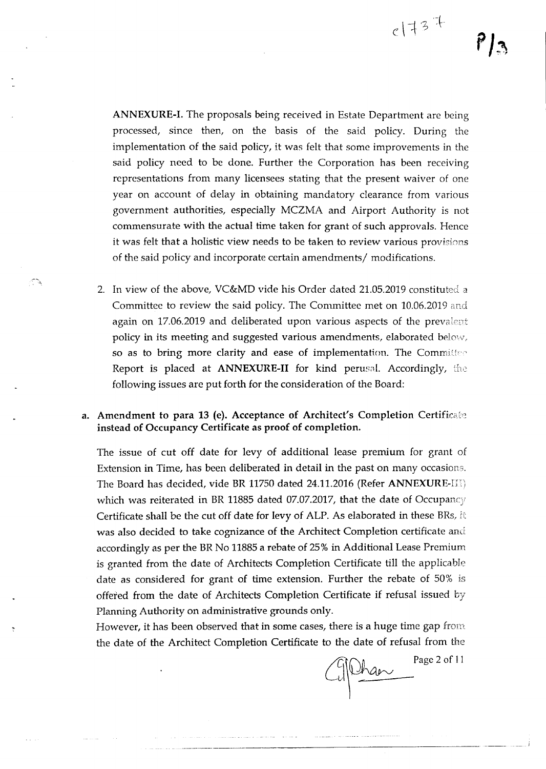**ANNEXURE-I.** The proposals being received in Estate Department are being processed, since then, on the basis of the said policy. During the implementation of the said policy, it was felt that some improvements in the said policy need to be done. Further the Corporation has been receiving representations from many licensees stating that the present waiver of one year on account of delay in obtaining mandatory clearance from various government authorities, especially MCZMA and Airport Authority is not commensurate with the actual time taken for grant of such approvals. Hence it was felt that a holistic view needs to be taken to review various provisions of the said policy and incorporate certain amendments/ modifications.

2. In view of the above, VC&MD vide his Order dated 21.05.2019 constituted a Committee to review the said policy. The Committee met on 10.06.2019 and again on 17.06.2019 and deliberated upon various aspects of the prevalent policy in its meeting and suggested various amendments, elaborated below, so as to bring more clarity and ease of implementation. The Committee Report is placed at **ANNEXURE-II** for kind perusal. Accordingly, the following issues are put forth for the consideration of the Board:

**a. Amendment to para 13 (e). Acceptance of Architect's Completion Certificate instead of Occupancy Certificate as proof of completion.**

The issue of cut off date for levy of additional lease premium for grant of Extension in Time, has been deliberated in detail in the past on many occasions. The Board has decided, vide BR 11750 dated 24.11.2016 (Refer **ANNEXURE-III**) which was reiterated in BR 11885 dated 07.07.2017, that the date of Occupancy Certificate shall be the cut off date for levy of ALP. As elaborated in these BRs, it was also decided to take cognizance of the Architect Completion certificate and accordingly as per the BR No 11885 a rebate of 25% in Additional Lease Premium is granted from the date of Architects Completion Certificate till the applicable date as considered for grant of time extension. Further the rebate of 50% is offered from the date of Architects Completion Certificate if refusal issued by Planning Authority on administrative grounds only.

However, it has been observed that in some cases, there is a huge time gap from the date of the Architect Completion Certificate to the date of refusal from the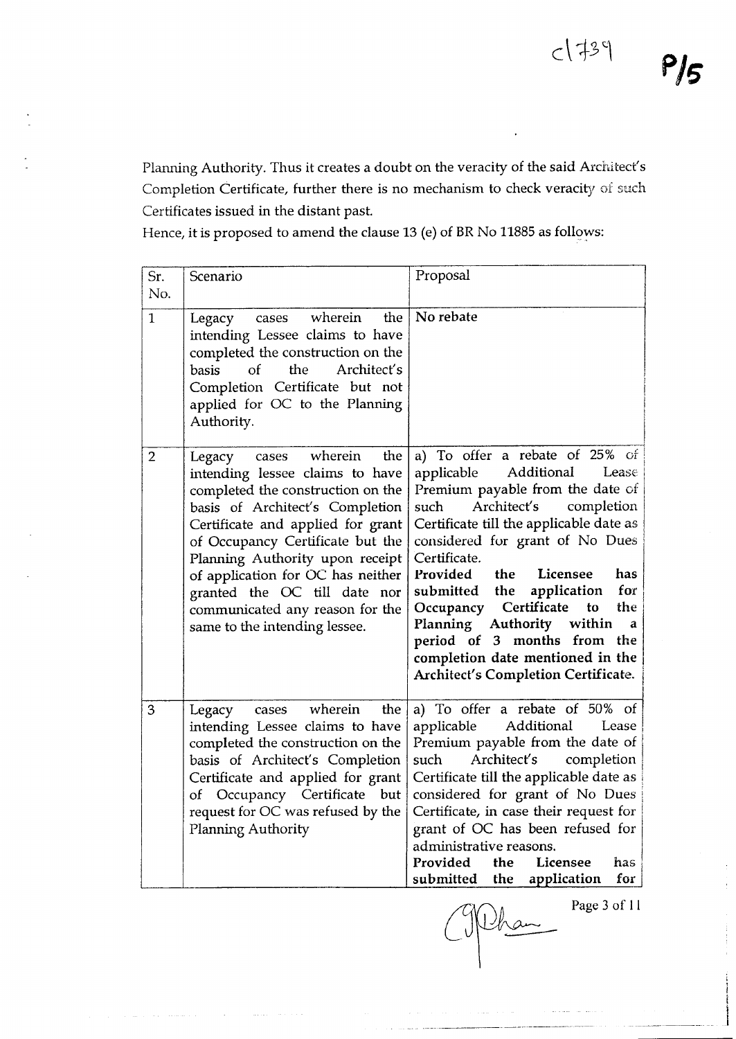Planning Authority. Thus it creates a doubt on the veracity of the said Architect's Completion Certificate, further there is no mechanism to check veracity of such Certificates issued in the distant past.

Hence, it is proposed to amend the clause 13 (e) of BR No 11885 as follows:

| Sr. No. | Scenario | Proposal |
|---|---|---|
| 1 | Legacy cases wherein the intending Lessee claims to have completed the construction on the basis of the Architect's Completion Certificate but not applied for OC to the Planning Authority. | No rebate |
| 2 | Legacy cases wherein the intending lessee claims to have completed the construction on the basis of Architect's Completion Certificate and applied for grant of Occupancy Certificate but the Planning Authority upon receipt of application for OC has neither granted the OC till date nor communicated any reason for the same to the intending lessee. | a) To offer a rebate of 25% of applicable Additional Lease Premium payable from the date of such Architect's completion Certificate till the applicable date as considered for grant of No Dues Certificate. **Provided the Licensee has submitted the application for Occupancy Certificate to the Planning Authority within a period of 3 months from the completion date mentioned in the Architect's Completion Certificate.** |
| 3 | Legacy cases wherein the intending Lessee claims to have completed the construction on the basis of Architect's Completion Certificate and applied for grant of Occupancy Certificate but request for OC was refused by the Planning Authority | a) To offer a rebate of 50% of applicable Additional Lease Premium payable from the date of such Architect's completion Certificate till the applicable date as considered for grant of No Dues Certificate, in case their request for grant of OC has been refused for administrative reasons. **Provided the Licensee has submitted the application for** |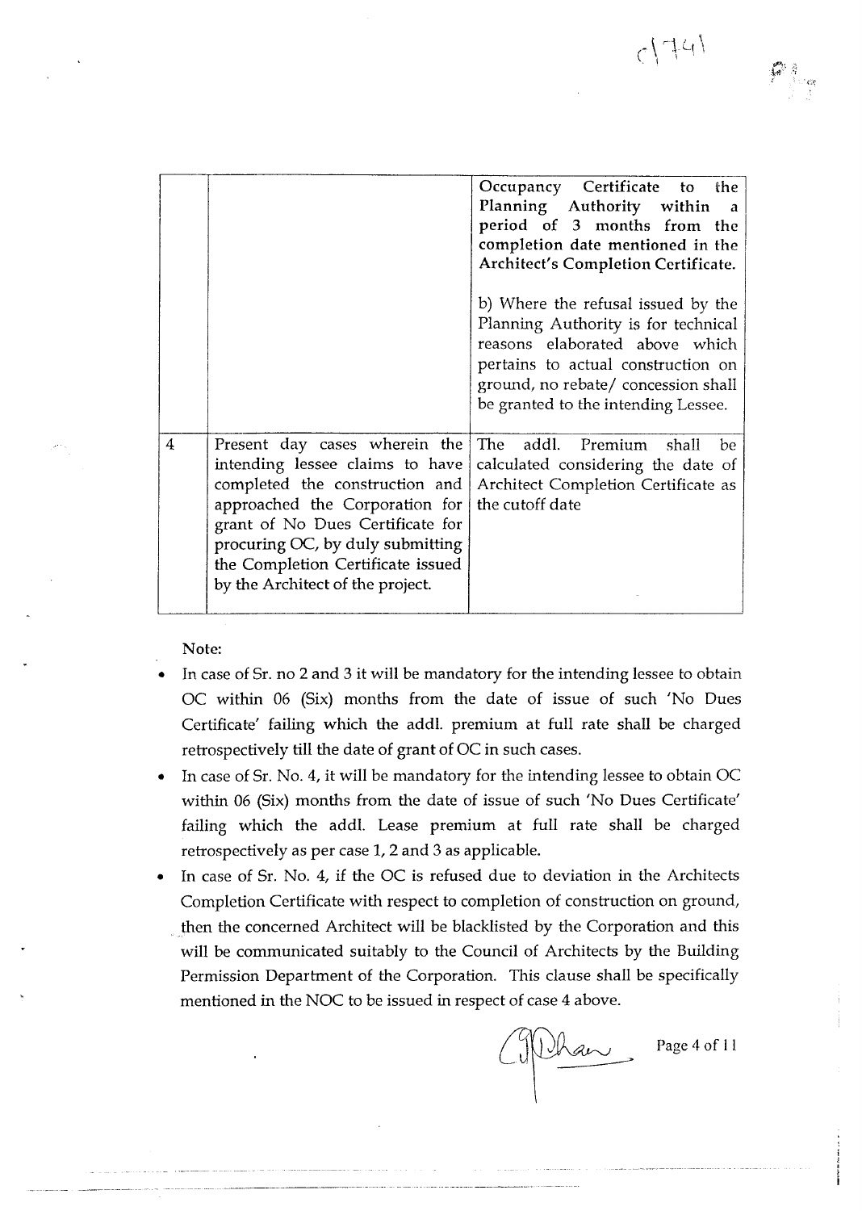| | | |
|---|---|---|
| | | Occupancy Certificate to the Planning Authority within a period of 3 months from the completion date mentioned in the Architect's Completion Certificate.<br><br>b) Where the refusal issued by the Planning Authority is for technical reasons elaborated above which pertains to actual construction on ground, no rebate/ concession shall be granted to the intending Lessee. |
| 4 | Present day cases wherein the intending lessee claims to have completed the construction and approached the Corporation for grant of No Dues Certificate for procuring OC, by duly submitting the Completion Certificate issued by the Architect of the project. | The addl. Premium shall be calculated considering the date of Architect Completion Certificate as the cutoff date |

Note:

- In case of Sr. no 2 and 3 it will be mandatory for the intending lessee to obtain OC within 06 (Six) months from the date of issue of such 'No Dues Certificate' failing which the addl. premium at full rate shall be charged retrospectively till the date of grant of OC in such cases.
- In case of Sr. No. 4, it will be mandatory for the intending lessee to obtain OC within 06 (Six) months from the date of issue of such 'No Dues Certificate' failing which the addl. Lease premium at full rate shall be charged retrospectively as per case 1, 2 and 3 as applicable.
- In case of Sr. No. 4, if the OC is refused due to deviation in the Architects Completion Certificate with respect to completion of construction on ground, then the concerned Architect will be blacklisted by the Corporation and this will be communicated suitably to the Council of Architects by the Building Permission Department of the Corporation. This clause shall be specifically mentioned in the NOC to be issued in respect of case 4 above.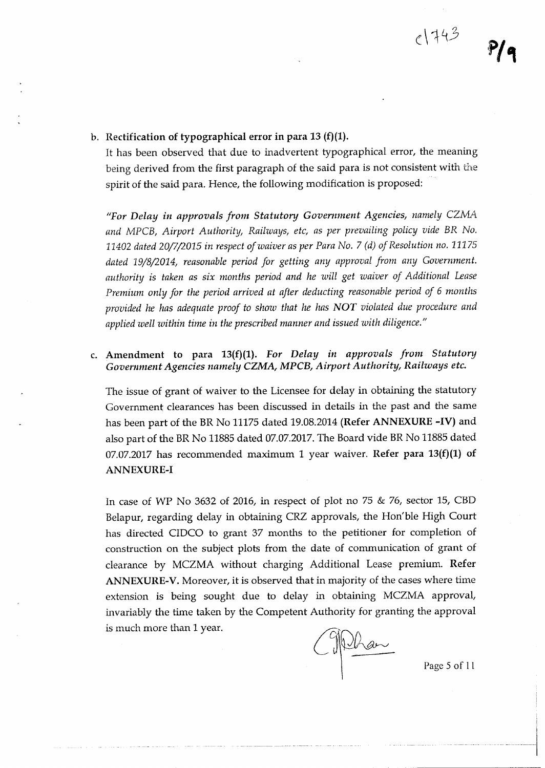b. **Rectification of typographical error in para 13 (f)(1).**

It has been observed that due to inadvertent typographical error, the meaning being derived from the first paragraph of the said para is not consistent with the spirit of the said para. Hence, the following modification is proposed:

*"For Delay in approvals from Statutory Government Agencies, namely CZMA and MPCB, Airport Authority, Railways, etc, as per prevailing policy vide BR No. 11402 dated 20/7/2015 in respect of waiver as per Para No. 7 (d) of Resolution no. 11175 dated 19/8/2014, reasonable period for getting any approval from any Government. authority is taken as six months period and he will get waiver of Additional Lease Premium only for the period arrived at after deducting reasonable period of 6 months provided he has adequate proof to show that he has **NOT** violated due procedure and applied well within time in the prescribed manner and issued with diligence."*

c. **Amendment to para 13(f)(1).** ***For Delay in approvals from Statutory Government Agencies namely CZMA, MPCB, Airport Authority, Railways etc.***

The issue of grant of waiver to the Licensee for delay in obtaining the statutory Government clearances has been discussed in details in the past and the same has been part of the BR No 11175 dated 19.08.2014 (**Refer ANNEXURE -IV**) and also part of the BR No 11885 dated 07.07.2017. The Board vide BR No 11885 dated 07.07.2017 has recommended maximum 1 year waiver. **Refer para 13(f)(1) of ANNEXURE-I**

In case of WP No 3632 of 2016, in respect of plot no 75 & 76, sector 15, CBD Belapur, regarding delay in obtaining CRZ approvals, the Hon'ble High Court has directed CIDCO to grant 37 months to the petitioner for completion of construction on the subject plots from the date of communication of grant of clearance by MCZMA without charging Additional Lease premium. **Refer ANNEXURE-V.** Moreover, it is observed that in majority of the cases where time extension is being sought due to delay in obtaining MCZMA approval, invariably the time taken by the Competent Authority for granting the approval is much more than 1 year.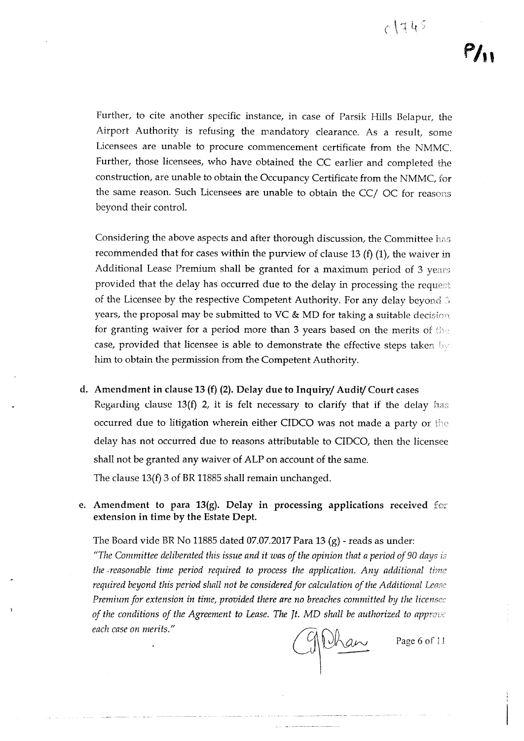Further, to cite another specific instance, in case of Parsik Hills Belapur, the Airport Authority is refusing the mandatory clearance. As a result, some Licensees are unable to procure commencement certificate from the NMMC. Further, those licensees, who have obtained the CC earlier and completed the construction, are unable to obtain the Occupancy Certificate from the NMMC, for the same reason. Such Licensees are unable to obtain the CC/ OC for reasons beyond their control.

Considering the above aspects and after thorough discussion, the Committee has recommended that for cases within the purview of clause 13 (f) (1), the waiver in Additional Lease Premium shall be granted for a maximum period of 3 years provided that the delay has occurred due to the delay in processing the request of the Licensee by the respective Competent Authority. For any delay beyond 3 years, the proposal may be submitted to VC & MD for taking a suitable decision for granting waiver for a period more than 3 years based on the merits of the case, provided that licensee is able to demonstrate the effective steps taken by him to obtain the permission from the Competent Authority.

d. **Amendment in clause 13 (f) (2). Delay due to Inquiry/ Audit/ Court cases**

   Regarding clause 13(f) 2, it is felt necessary to clarify that if the delay has occurred due to litigation wherein either CIDCO was not made a party or the delay has not occurred due to reasons attributable to CIDCO, then the licensee shall not be granted any waiver of ALP on account of the same.

   The clause 13(f) 3 of BR 11885 shall remain unchanged.

e. **Amendment to para 13(g). Delay in processing applications received for extension in time by the Estate Dept.**

   The Board vide BR No 11885 dated 07.07.2017 Para 13 (g) - reads as under:

   *"The Committee deliberated this issue and it was of the opinion that a period of 90 days is the reasonable time period required to process the application. Any additional time required beyond this period shall not be considered for calculation of the Additional Lease Premium for extension in time, provided there are no breaches committed by the licensee of the conditions of the Agreement to Lease. The Jt. MD shall be authorized to approve each case on merits."*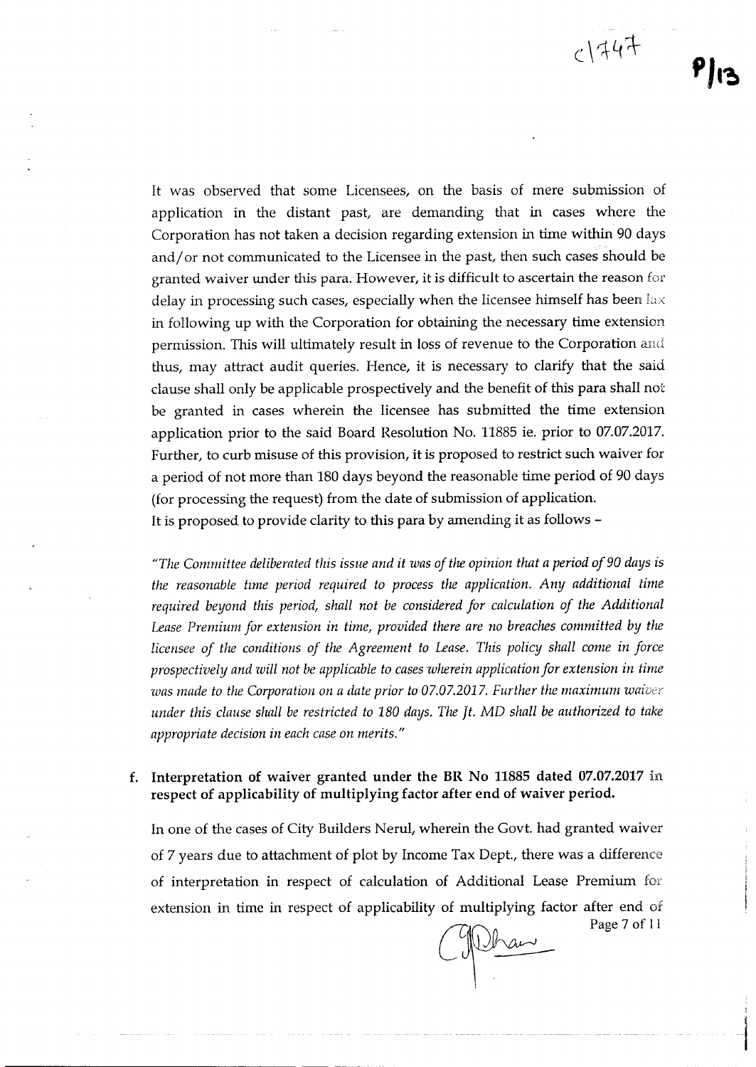It was observed that some Licensees, on the basis of mere submission of application in the distant past, are demanding that in cases where the Corporation has not taken a decision regarding extension in time within 90 days and/or not communicated to the Licensee in the past, then such cases should be granted waiver under this para. However, it is difficult to ascertain the reason for delay in processing such cases, especially when the licensee himself has been lax in following up with the Corporation for obtaining the necessary time extension permission. This will ultimately result in loss of revenue to the Corporation and thus, may attract audit queries. Hence, it is necessary to clarify that the said clause shall only be applicable prospectively and the benefit of this para shall not be granted in cases wherein the licensee has submitted the time extension application prior to the said Board Resolution No. 11885 ie. prior to 07.07.2017. Further, to curb misuse of this provision, it is proposed to restrict such waiver for a period of not more than 180 days beyond the reasonable time period of 90 days (for processing the request) from the date of submission of application.
It is proposed to provide clarity to this para by amending it as follows –

*"The Committee deliberated this issue and it was of the opinion that a period of 90 days is the reasonable time period required to process the application. Any additional time required beyond this period, shall not be considered for calculation of the Additional Lease Premium for extension in time, provided there are no breaches committed by the licensee of the conditions of the Agreement to Lease. This policy shall come in force prospectively and will not be applicable to cases wherein application for extension in time was made to the Corporation on a date prior to 07.07.2017. Further the maximum waiver under this clause shall be restricted to 180 days. The Jt. MD shall be authorized to take appropriate decision in each case on merits."*

**f. Interpretation of waiver granted under the BR No 11885 dated 07.07.2017 in respect of applicability of multiplying factor after end of waiver period.**

In one of the cases of City Builders Nerul, wherein the Govt. had granted waiver of 7 years due to attachment of plot by Income Tax Dept., there was a difference of interpretation in respect of calculation of Additional Lease Premium for extension in time in respect of applicability of multiplying factor after end of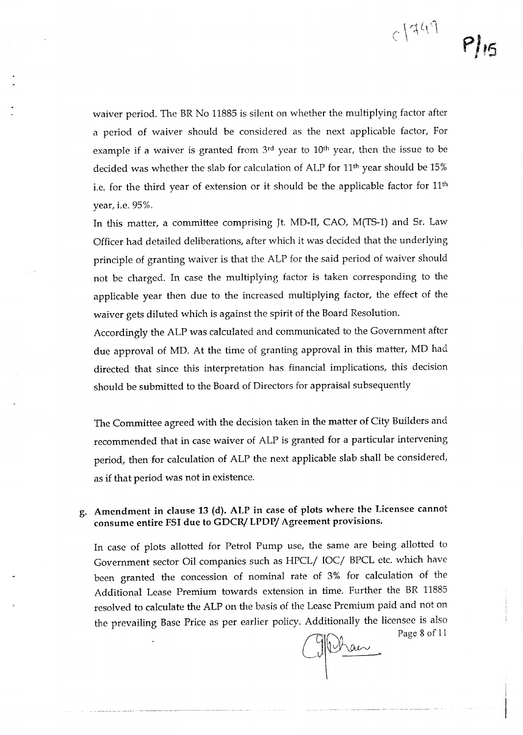waiver period. The BR No 11885 is silent on whether the multiplying factor after a period of waiver should be considered as the next applicable factor, For example if a waiver is granted from 3rd year to 10th year, then the issue to be decided was whether the slab for calculation of ALP for 11th year should be 15% i.e. for the third year of extension or it should be the applicable factor for 11th year, i.e. 95%.

In this matter, a committee comprising Jt. MD-II, CAO, M(TS-1) and Sr. Law Officer had detailed deliberations, after which it was decided that the underlying principle of granting waiver is that the ALP for the said period of waiver should not be charged. In case the multiplying factor is taken corresponding to the applicable year then due to the increased multiplying factor, the effect of the waiver gets diluted which is against the spirit of the Board Resolution.

Accordingly the ALP was calculated and communicated to the Government after due approval of MD. At the time of granting approval in this matter, MD had directed that since this interpretation has financial implications, this decision should be submitted to the Board of Directors for appraisal subsequently

The Committee agreed with the decision taken in the matter of City Builders and recommended that in case waiver of ALP is granted for a particular intervening period, then for calculation of ALP the next applicable slab shall be considered, as if that period was not in existence.

**g. Amendment in clause 13 (d). ALP in case of plots where the Licensee cannot consume entire FSI due to GDCR/ LPDP/ Agreement provisions.**

In case of plots allotted for Petrol Pump use, the same are being allotted to Government sector Oil companies such as HPCL/ IOC/ BPCL etc. which have been granted the concession of nominal rate of 3% for calculation of the Additional Lease Premium towards extension in time. Further the BR 11885 resolved to calculate the ALP on the basis of the Lease Premium paid and not on the prevailing Base Price as per earlier policy. Additionally the licensee is also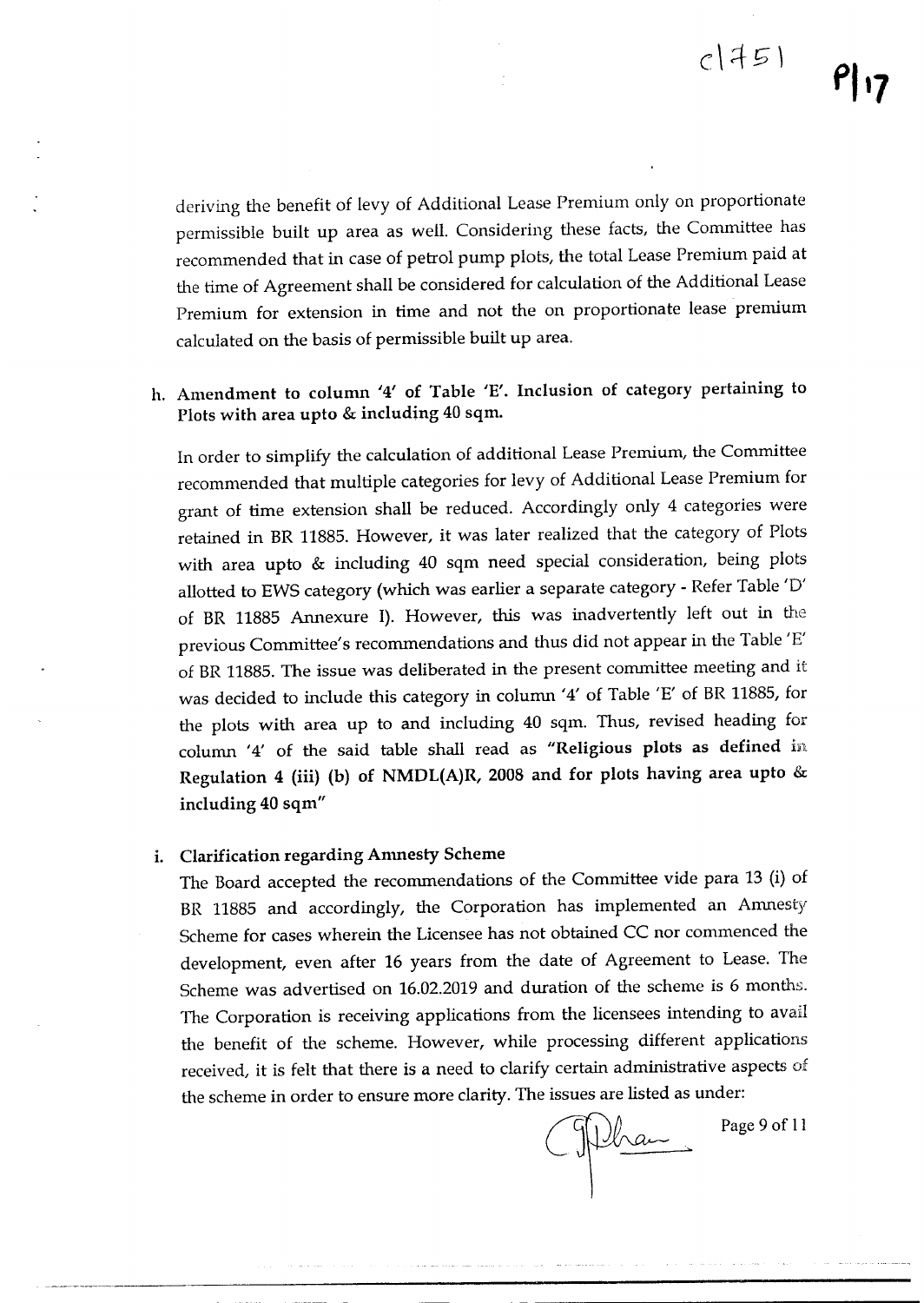deriving the benefit of levy of Additional Lease Premium only on proportionate permissible built up area as well. Considering these facts, the Committee has recommended that in case of petrol pump plots, the total Lease Premium paid at the time of Agreement shall be considered for calculation of the Additional Lease Premium for extension in time and not the on proportionate lease premium calculated on the basis of permissible built up area.

h. **Amendment to column '4' of Table 'E'. Inclusion of category pertaining to Plots with area upto & including 40 sqm.**

In order to simplify the calculation of additional Lease Premium, the Committee recommended that multiple categories for levy of Additional Lease Premium for grant of time extension shall be reduced. Accordingly only 4 categories were retained in BR 11885. However, it was later realized that the category of Plots with area upto & including 40 sqm need special consideration, being plots allotted to EWS category (which was earlier a separate category - Refer Table 'D' of BR 11885 Annexure I). However, this was inadvertently left out in the previous Committee's recommendations and thus did not appear in the Table 'E' of BR 11885. The issue was deliberated in the present committee meeting and it was decided to include this category in column '4' of Table 'E' of BR 11885, for the plots with area up to and including 40 sqm. Thus, revised heading for column '4' of the said table shall read as **"Religious plots as defined in Regulation 4 (iii) (b) of NMDL(A)R, 2008 and for plots having area upto & including 40 sqm"**

i. **Clarification regarding Amnesty Scheme**

The Board accepted the recommendations of the Committee vide para 13 (i) of BR 11885 and accordingly, the Corporation has implemented an Amnesty Scheme for cases wherein the Licensee has not obtained CC nor commenced the development, even after 16 years from the date of Agreement to Lease. The Scheme was advertised on 16.02.2019 and duration of the scheme is 6 months. The Corporation is receiving applications from the licensees intending to avail the benefit of the scheme. However, while processing different applications received, it is felt that there is a need to clarify certain administrative aspects of the scheme in order to ensure more clarity. The issues are listed as under: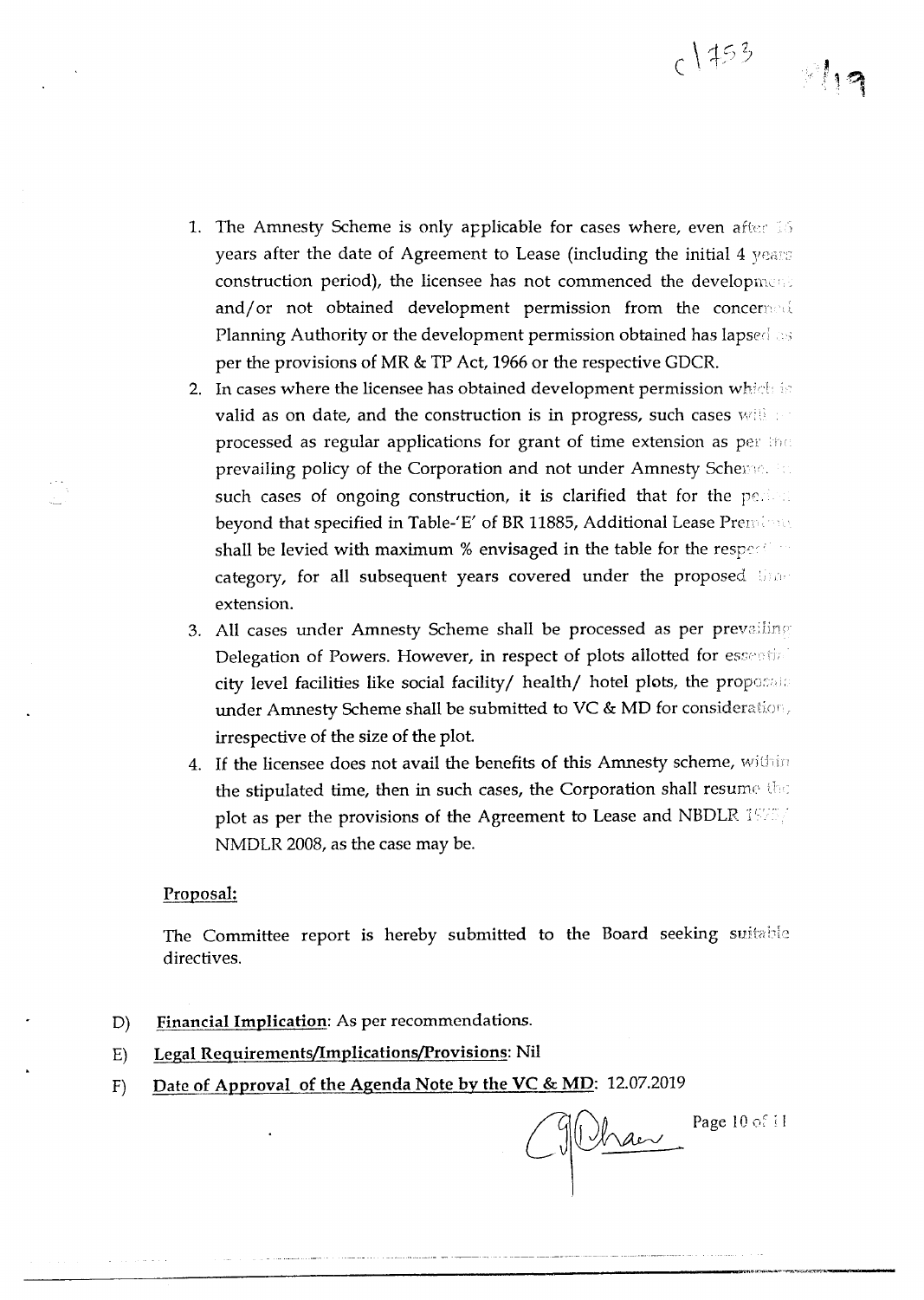1. The Amnesty Scheme is only applicable for cases where, even after 16 years after the date of Agreement to Lease (including the initial 4 years construction period), the licensee has not commenced the development and/or not obtained development permission from the concerned Planning Authority or the development permission obtained has lapsed as per the provisions of MR & TP Act, 1966 or the respective GDCR.
2. In cases where the licensee has obtained development permission which is valid as on date, and the construction is in progress, such cases will be processed as regular applications for grant of time extension as per the prevailing policy of the Corporation and not under Amnesty Scheme. In such cases of ongoing construction, it is clarified that for the period beyond that specified in Table-'E' of BR 11885, Additional Lease Premium shall be levied with maximum % envisaged in the table for the respective category, for all subsequent years covered under the proposed time extension.
3. All cases under Amnesty Scheme shall be processed as per prevailing Delegation of Powers. However, in respect of plots allotted for essential city level facilities like social facility/ health/ hotel plots, the proposals under Amnesty Scheme shall be submitted to VC & MD for consideration, irrespective of the size of the plot.
4. If the licensee does not avail the benefits of this Amnesty scheme, within the stipulated time, then in such cases, the Corporation shall resume the plot as per the provisions of the Agreement to Lease and NBDLR 1975/ NMDLR 2008, as the case may be.

**Proposal:**

The Committee report is hereby submitted to the Board seeking suitable directives.

D) **Financial Implication**: As per recommendations.

E) **Legal Requirements/Implications/Provisions**: Nil

F) **Date of Approval of the Agenda Note by the VC & MD**: 12.07.2019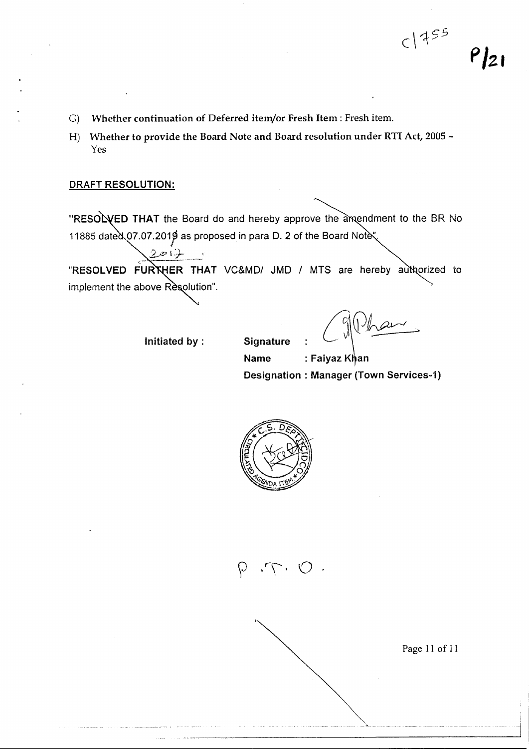G) **Whether continuation of Deferred item/or Fresh Item** : Fresh item.

H) **Whether to provide the Board Note and Board resolution under RTI Act, 2005 –** Yes

**DRAFT RESOLUTION:**

"**RESOLVED THAT** the Board do and hereby approve the amendment to the BR No 11885 dated 07.07.2019 as proposed in para D. 2 of the Board Note".

"**RESOLVED FURTHER THAT** VC&MD/ JMD / MTS are hereby authorized to implement the above Resolution".

**Initiated by :** **Signature :**

**Name** : **Faiyaz Khan**

**Designation : Manager (Town Services-1)**

P.T.O.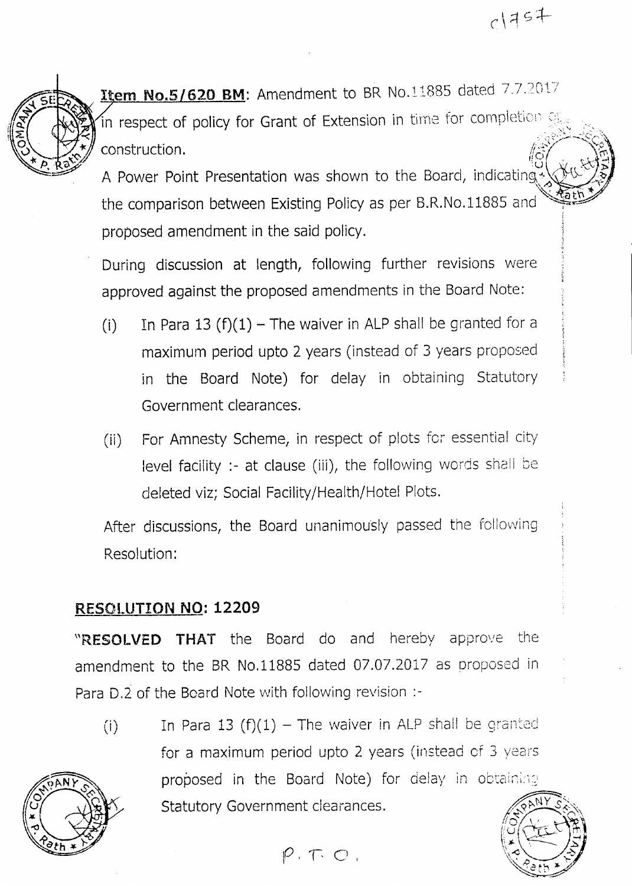c1757

**Item No.5/620 BM**: Amendment to BR No.11885 dated 7.7.2017 in respect of policy for Grant of Extension in time for completion of construction.

A Power Point Presentation was shown to the Board, indicating the comparison between Existing Policy as per B.R.No.11885 and proposed amendment in the said policy.

During discussion at length, following further revisions were approved against the proposed amendments in the Board Note:

(i) In Para 13 (f)(1) – The waiver in ALP shall be granted for a maximum period upto 2 years (instead of 3 years proposed in the Board Note) for delay in obtaining Statutory Government clearances.

(ii) For Amnesty Scheme, in respect of plots for essential city level facility :- at clause (iii), the following words shall be deleted viz; Social Facility/Health/Hotel Plots.

After discussions, the Board unanimously passed the following Resolution:

## RESOLUTION NO: 12209

"**RESOLVED THAT** the Board do and hereby approve the amendment to the BR No.11885 dated 07.07.2017 as proposed in Para D.2 of the Board Note with following revision :-

(i) In Para 13 (f)(1) – The waiver in ALP shall be granted for a maximum period upto 2 years (instead of 3 years proposed in the Board Note) for delay in obtaining Statutory Government clearances.

P.T.O.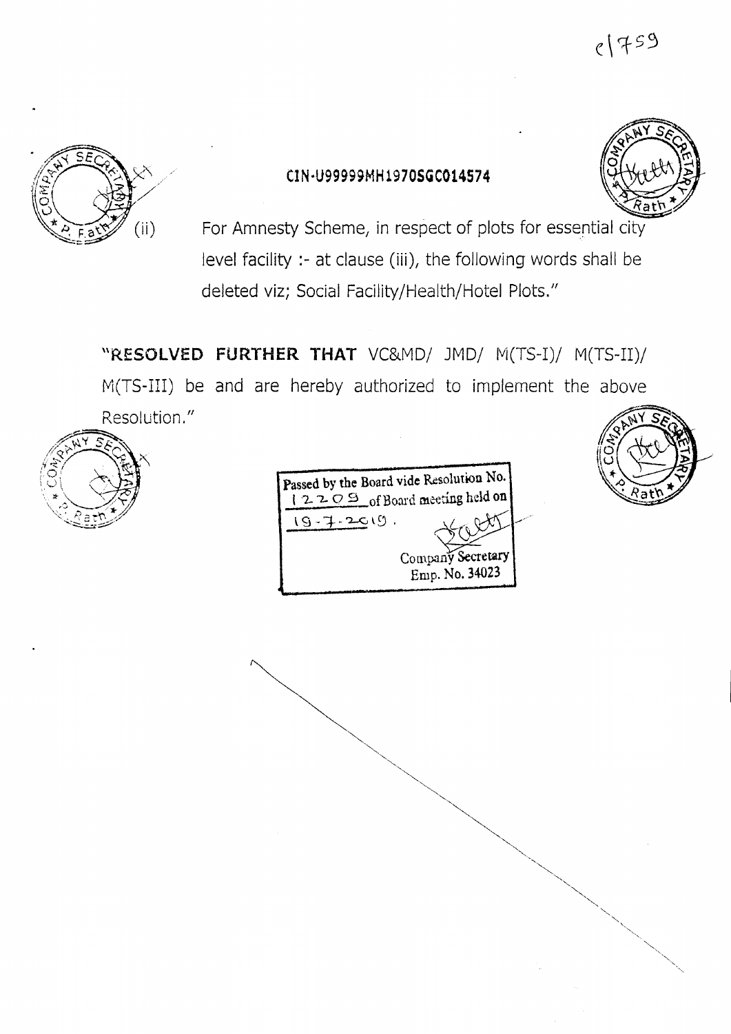CIN-U99999MH1970SGC014574

(ii) For Amnesty Scheme, in respect of plots for essential city level facility :- at clause (iii), the following words shall be deleted viz; Social Facility/Health/Hotel Plots."

"**RESOLVED FURTHER THAT** VC&MD/ JMD/ M(TS-I)/ M(TS-II)/ M(TS-III) be and are hereby authorized to implement the above Resolution."

Passed by the Board vide Resolution No. 12209 of Board meeting held on 19-7-2019.

Company Secretary
Emp. No. 34023